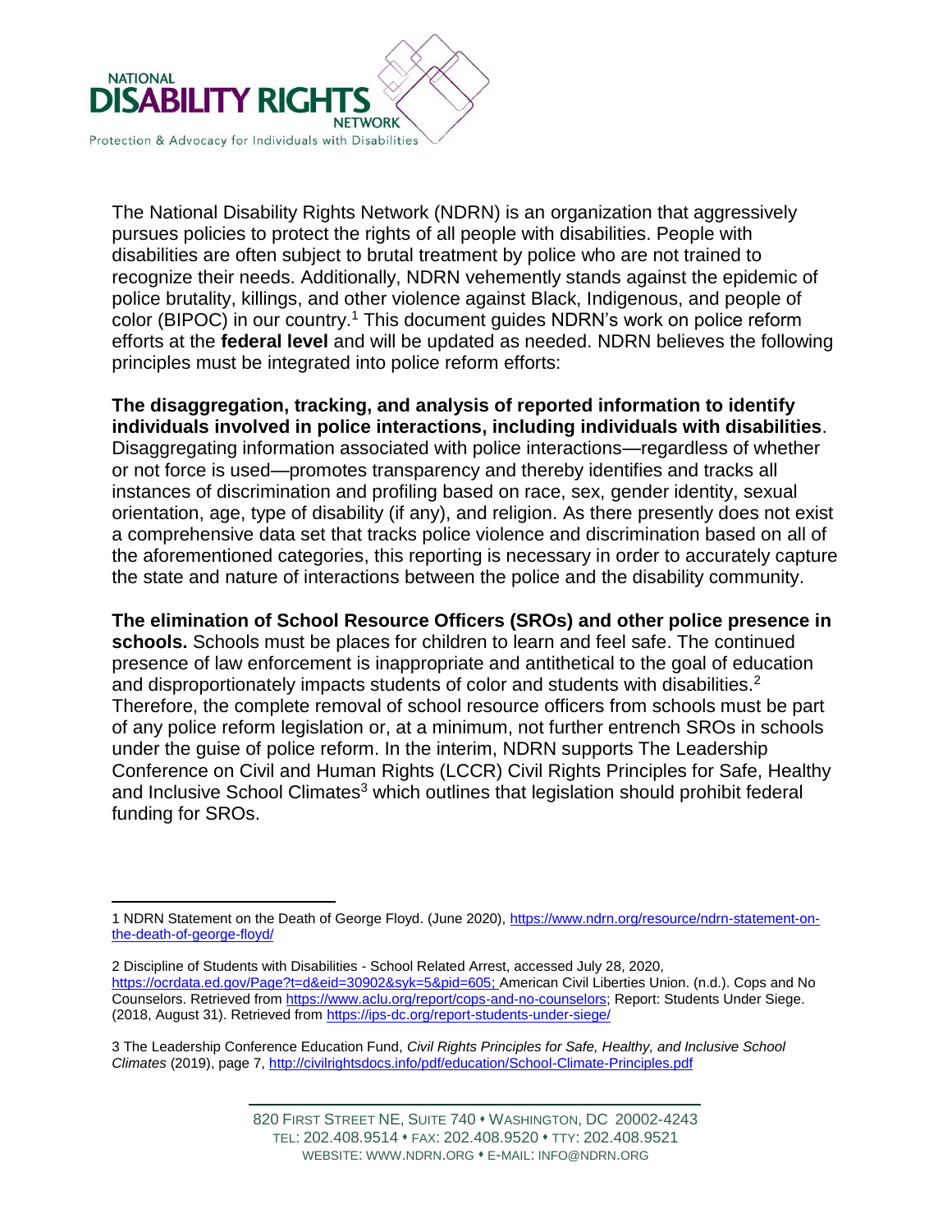NATIONAL DISABILITY RIGHTS NETWORK

Protection & Advocacy for Individuals with Disabilities

The National Disability Rights Network (NDRN) is an organization that aggressively pursues policies to protect the rights of all people with disabilities. People with disabilities are often subject to brutal treatment by police who are not trained to recognize their needs. Additionally, NDRN vehemently stands against the epidemic of police brutality, killings, and other violence against Black, Indigenous, and people of color (BIPOC) in our country.[1] This document guides NDRN's work on police reform efforts at the **federal level** and will be updated as needed. NDRN believes the following principles must be integrated into police reform efforts:

**The disaggregation, tracking, and analysis of reported information to identify individuals involved in police interactions, including individuals with disabilities**. Disaggregating information associated with police interactions—regardless of whether or not force is used—promotes transparency and thereby identifies and tracks all instances of discrimination and profiling based on race, sex, gender identity, sexual orientation, age, type of disability (if any), and religion. As there presently does not exist a comprehensive data set that tracks police violence and discrimination based on all of the aforementioned categories, this reporting is necessary in order to accurately capture the state and nature of interactions between the police and the disability community.

**The elimination of School Resource Officers (SROs) and other police presence in schools.** Schools must be places for children to learn and feel safe. The continued presence of law enforcement is inappropriate and antithetical to the goal of education and disproportionately impacts students of color and students with disabilities.[2] Therefore, the complete removal of school resource officers from schools must be part of any police reform legislation or, at a minimum, not further entrench SROs in schools under the guise of police reform. In the interim, NDRN supports The Leadership Conference on Civil and Human Rights (LCCR) Civil Rights Principles for Safe, Healthy and Inclusive School Climates[3] which outlines that legislation should prohibit federal funding for SROs.

---

1 NDRN Statement on the Death of George Floyd. (June 2020), https://www.ndrn.org/resource/ndrn-statement-on-the-death-of-george-floyd/

2 Discipline of Students with Disabilities - School Related Arrest, accessed July 28, 2020, https://ocrdata.ed.gov/Page?t=d&eid=30902&syk=5&pid=605; American Civil Liberties Union. (n.d.). Cops and No Counselors. Retrieved from https://www.aclu.org/report/cops-and-no-counselors; Report: Students Under Siege. (2018, August 31). Retrieved from https://ips-dc.org/report-students-under-siege/

3 The Leadership Conference Education Fund, *Civil Rights Principles for Safe, Healthy, and Inclusive School Climates* (2019), page 7, http://civilrightsdocs.info/pdf/education/School-Climate-Principles.pdf

820 First Street NE, Suite 740 • Washington, DC 20002-4243
Tel: 202.408.9514 • Fax: 202.408.9520 • TTY: 202.408.9521
Website: www.ndrn.org • E-mail: info@ndrn.org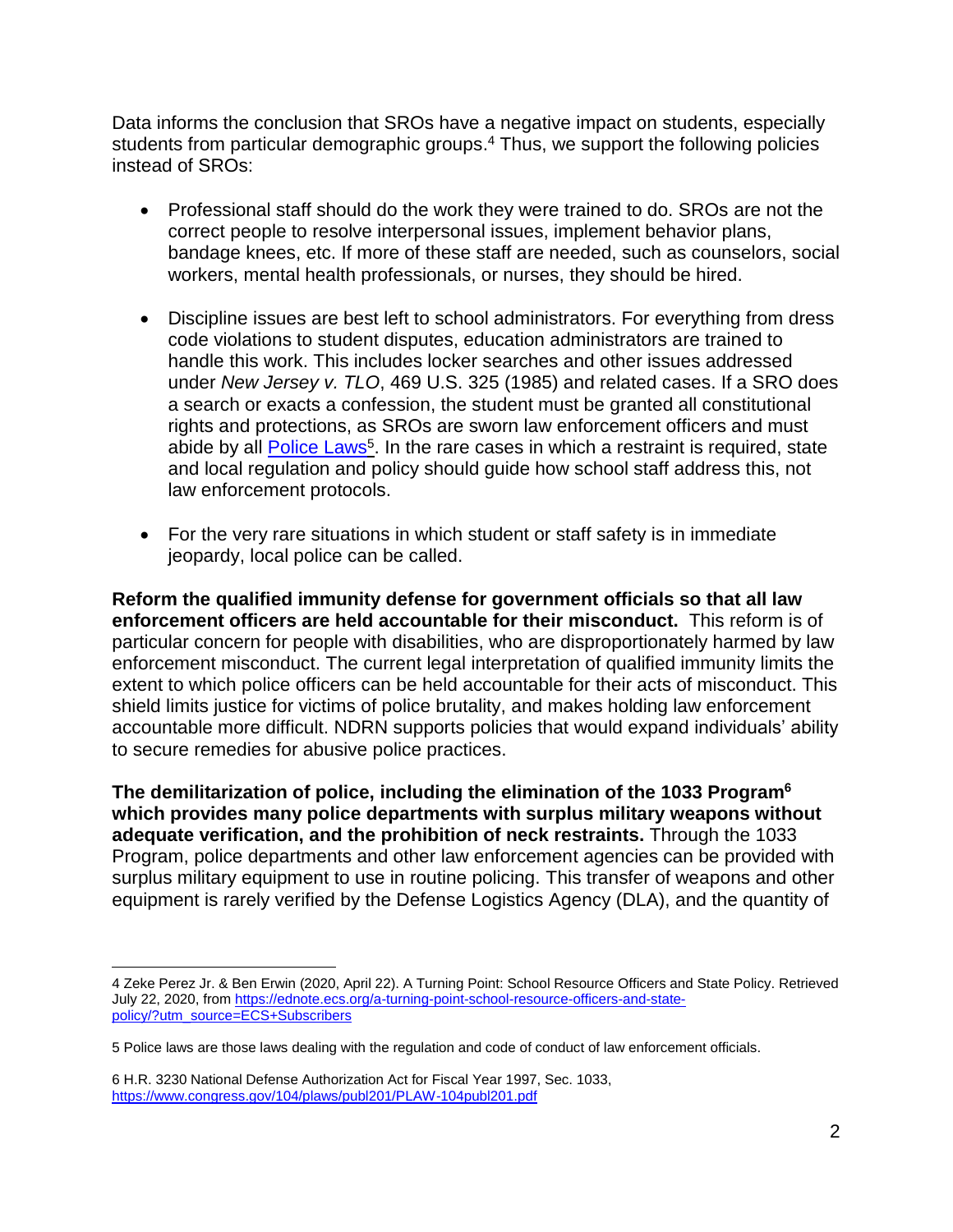Data informs the conclusion that SROs have a negative impact on students, especially students from particular demographic groups.[4] Thus, we support the following policies instead of SROs:

- Professional staff should do the work they were trained to do. SROs are not the correct people to resolve interpersonal issues, implement behavior plans, bandage knees, etc. If more of these staff are needed, such as counselors, social workers, mental health professionals, or nurses, they should be hired.

- Discipline issues are best left to school administrators. For everything from dress code violations to student disputes, education administrators are trained to handle this work. This includes locker searches and other issues addressed under *New Jersey v. TLO*, 469 U.S. 325 (1985) and related cases. If a SRO does a search or exacts a confession, the student must be granted all constitutional rights and protections, as SROs are sworn law enforcement officers and must abide by all Police Laws[5]. In the rare cases in which a restraint is required, state and local regulation and policy should guide how school staff address this, not law enforcement protocols.

- For the very rare situations in which student or staff safety is in immediate jeopardy, local police can be called.

**Reform the qualified immunity defense for government officials so that all law enforcement officers are held accountable for their misconduct.** This reform is of particular concern for people with disabilities, who are disproportionately harmed by law enforcement misconduct. The current legal interpretation of qualified immunity limits the extent to which police officers can be held accountable for their acts of misconduct. This shield limits justice for victims of police brutality, and makes holding law enforcement accountable more difficult. NDRN supports policies that would expand individuals' ability to secure remedies for abusive police practices.

**The demilitarization of police, including the elimination of the 1033 Program[6] which provides many police departments with surplus military weapons without adequate verification, and the prohibition of neck restraints.** Through the 1033 Program, police departments and other law enforcement agencies can be provided with surplus military equipment to use in routine policing. This transfer of weapons and other equipment is rarely verified by the Defense Logistics Agency (DLA), and the quantity of

---

4 Zeke Perez Jr. & Ben Erwin (2020, April 22). A Turning Point: School Resource Officers and State Policy. Retrieved July 22, 2020, from https://ednote.ecs.org/a-turning-point-school-resource-officers-and-state-policy/?utm_source=ECS+Subscribers

5 Police laws are those laws dealing with the regulation and code of conduct of law enforcement officials.

6 H.R. 3230 National Defense Authorization Act for Fiscal Year 1997, Sec. 1033, https://www.congress.gov/104/plaws/publ201/PLAW-104publ201.pdf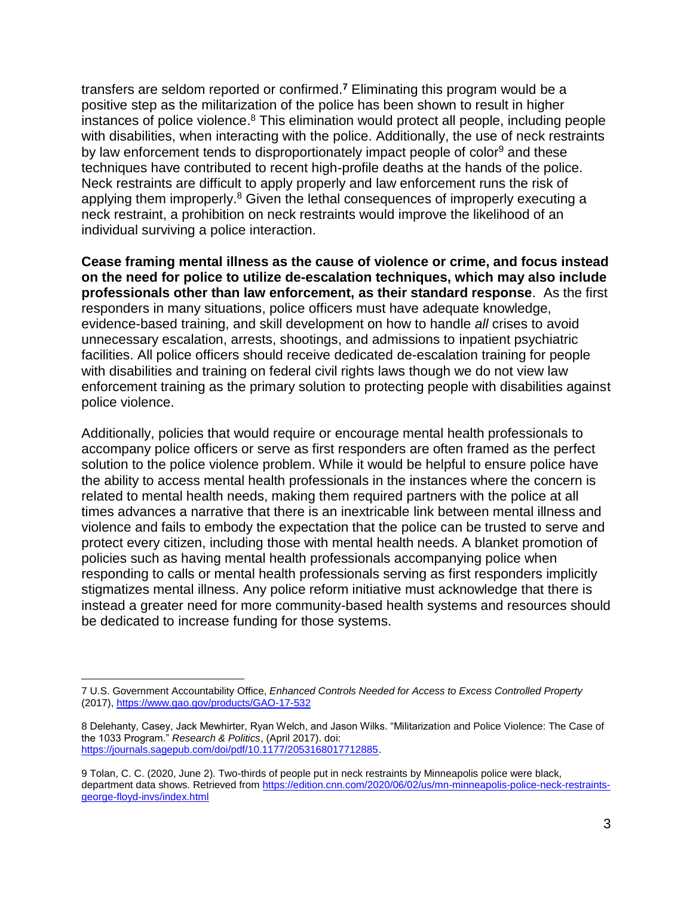transfers are seldom reported or confirmed.[7] Eliminating this program would be a positive step as the militarization of the police has been shown to result in higher instances of police violence.[8] This elimination would protect all people, including people with disabilities, when interacting with the police. Additionally, the use of neck restraints by law enforcement tends to disproportionately impact people of color[9] and these techniques have contributed to recent high-profile deaths at the hands of the police. Neck restraints are difficult to apply properly and law enforcement runs the risk of applying them improperly.[8] Given the lethal consequences of improperly executing a neck restraint, a prohibition on neck restraints would improve the likelihood of an individual surviving a police interaction.

**Cease framing mental illness as the cause of violence or crime, and focus instead on the need for police to utilize de-escalation techniques, which may also include professionals other than law enforcement, as their standard response**. As the first responders in many situations, police officers must have adequate knowledge, evidence-based training, and skill development on how to handle *all* crises to avoid unnecessary escalation, arrests, shootings, and admissions to inpatient psychiatric facilities. All police officers should receive dedicated de-escalation training for people with disabilities and training on federal civil rights laws though we do not view law enforcement training as the primary solution to protecting people with disabilities against police violence.

Additionally, policies that would require or encourage mental health professionals to accompany police officers or serve as first responders are often framed as the perfect solution to the police violence problem. While it would be helpful to ensure police have the ability to access mental health professionals in the instances where the concern is related to mental health needs, making them required partners with the police at all times advances a narrative that there is an inextricable link between mental illness and violence and fails to embody the expectation that the police can be trusted to serve and protect every citizen, including those with mental health needs. A blanket promotion of policies such as having mental health professionals accompanying police when responding to calls or mental health professionals serving as first responders implicitly stigmatizes mental illness. Any police reform initiative must acknowledge that there is instead a greater need for more community-based health systems and resources should be dedicated to increase funding for those systems.

---

7 U.S. Government Accountability Office, *Enhanced Controls Needed for Access to Excess Controlled Property* (2017), https://www.gao.gov/products/GAO-17-532

8 Delehanty, Casey, Jack Mewhirter, Ryan Welch, and Jason Wilks. "Militarization and Police Violence: The Case of the 1033 Program." *Research & Politics*, (April 2017). doi: https://journals.sagepub.com/doi/pdf/10.1177/2053168017712885.

9 Tolan, C. C. (2020, June 2). Two-thirds of people put in neck restraints by Minneapolis police were black, department data shows. Retrieved from https://edition.cnn.com/2020/06/02/us/mn-minneapolis-police-neck-restraints-george-floyd-invs/index.html